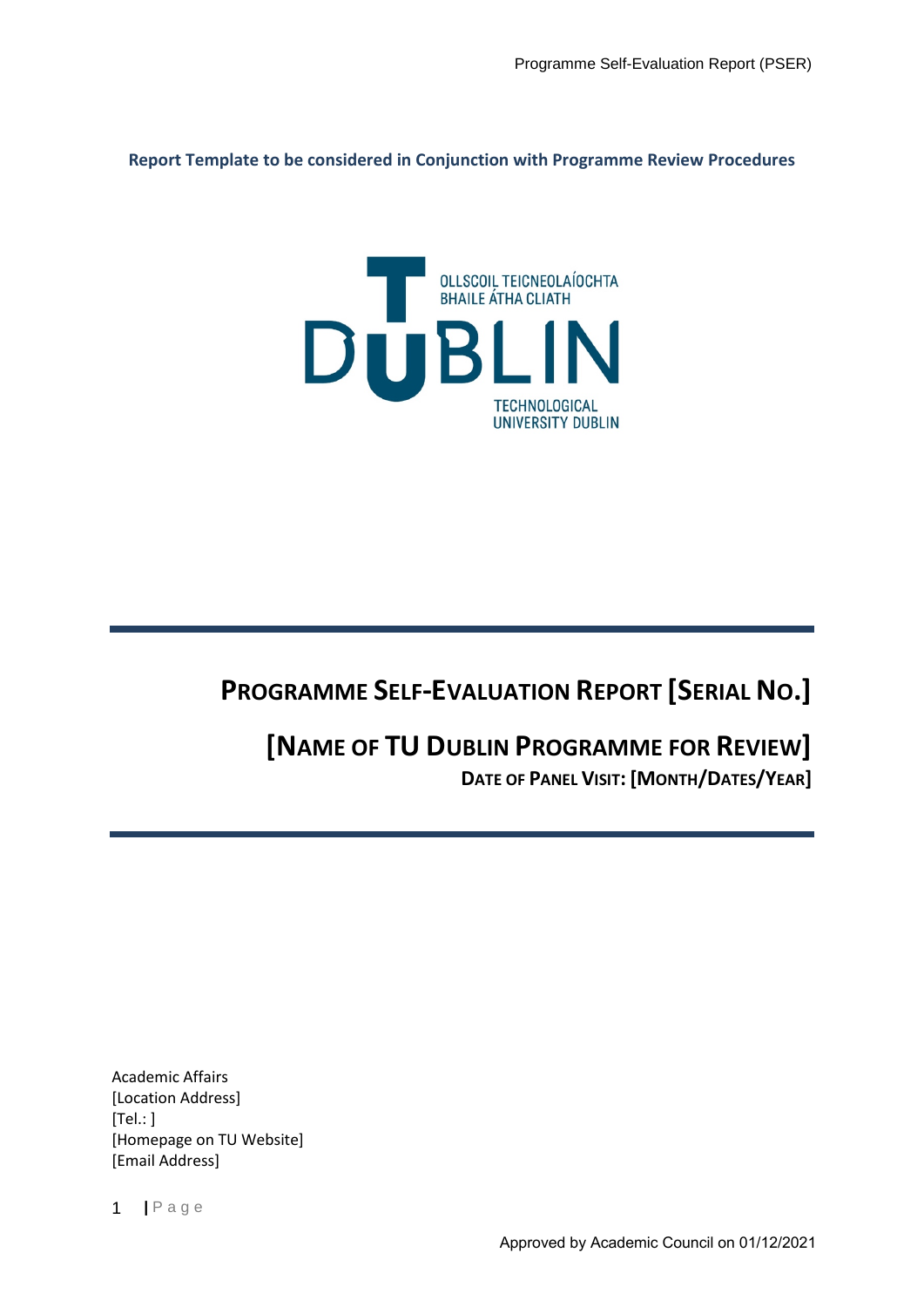**Report Template to be considered in Conjunction with Programme Review Procedures**

OLLSCOIL TEICNEOLAÍOCHTA BHAILE ÁTHA CLIATH

DUBLIN

TECHNOLOGICAL UNIVERSITY DUBLIN

# PROGRAMME SELF-EVALUATION REPORT [SERIAL NO.]

# [NAME OF TU DUBLIN PROGRAMME FOR REVIEW]

**DATE OF PANEL VISIT: [MONTH/DATES/YEAR]**

Academic Affairs
[Location Address]
[Tel.: ]
[Homepage on TU Website]
[Email Address]

Approved by Academic Council on 01/12/2021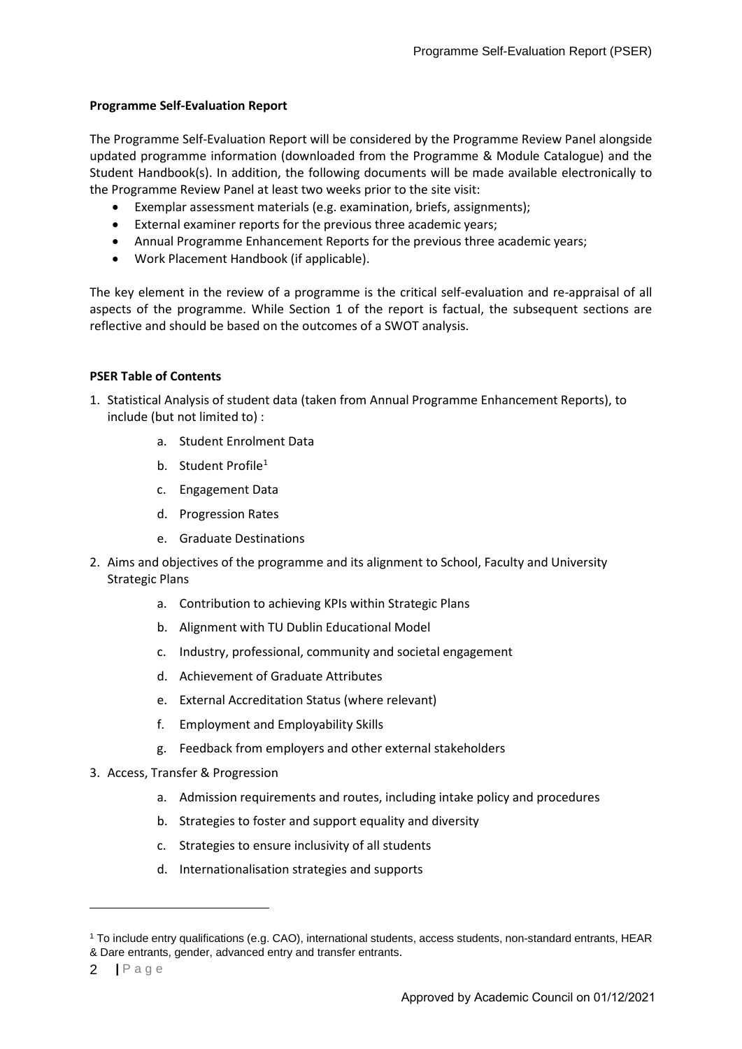**Programme Self-Evaluation Report**

The Programme Self-Evaluation Report will be considered by the Programme Review Panel alongside updated programme information (downloaded from the Programme & Module Catalogue) and the Student Handbook(s). In addition, the following documents will be made available electronically to the Programme Review Panel at least two weeks prior to the site visit:

- Exemplar assessment materials (e.g. examination, briefs, assignments);
- External examiner reports for the previous three academic years;
- Annual Programme Enhancement Reports for the previous three academic years;
- Work Placement Handbook (if applicable).

The key element in the review of a programme is the critical self-evaluation and re-appraisal of all aspects of the programme. While Section 1 of the report is factual, the subsequent sections are reflective and should be based on the outcomes of a SWOT analysis.

**PSER Table of Contents**

1. Statistical Analysis of student data (taken from Annual Programme Enhancement Reports), to include (but not limited to) :
    a. Student Enrolment Data
    b. Student Profile[1]
    c. Engagement Data
    d. Progression Rates
    e. Graduate Destinations
2. Aims and objectives of the programme and its alignment to School, Faculty and University Strategic Plans
    a. Contribution to achieving KPIs within Strategic Plans
    b. Alignment with TU Dublin Educational Model
    c. Industry, professional, community and societal engagement
    d. Achievement of Graduate Attributes
    e. External Accreditation Status (where relevant)
    f. Employment and Employability Skills
    g. Feedback from employers and other external stakeholders
3. Access, Transfer & Progression
    a. Admission requirements and routes, including intake policy and procedures
    b. Strategies to foster and support equality and diversity
    c. Strategies to ensure inclusivity of all students
    d. Internationalisation strategies and supports

[1] To include entry qualifications (e.g. CAO), international students, access students, non-standard entrants, HEAR & Dare entrants, gender, advanced entry and transfer entrants.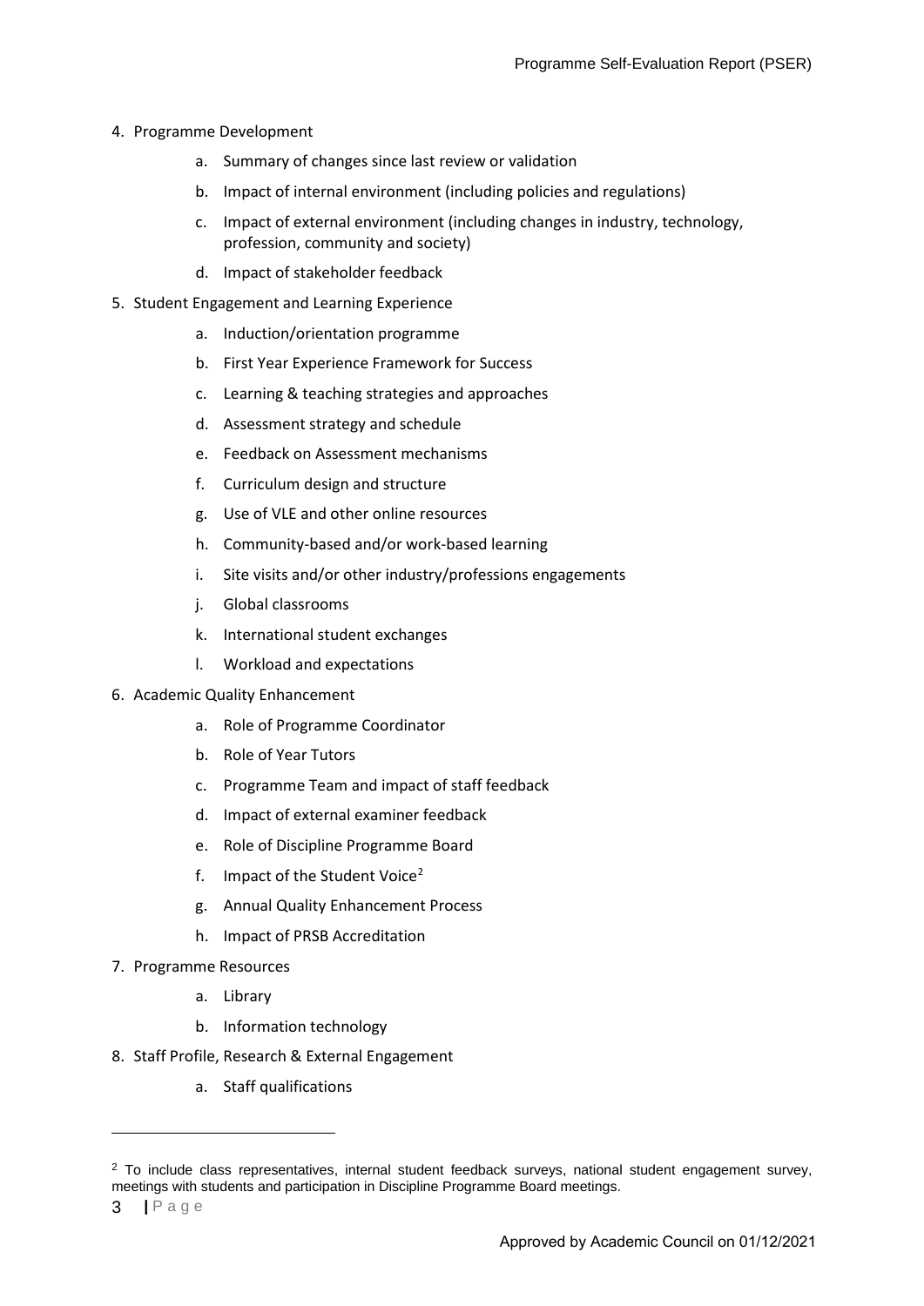4. Programme Development
    a. Summary of changes since last review or validation
    b. Impact of internal environment (including policies and regulations)
    c. Impact of external environment (including changes in industry, technology, profession, community and society)
    d. Impact of stakeholder feedback
5. Student Engagement and Learning Experience
    a. Induction/orientation programme
    b. First Year Experience Framework for Success
    c. Learning & teaching strategies and approaches
    d. Assessment strategy and schedule
    e. Feedback on Assessment mechanisms
    f. Curriculum design and structure
    g. Use of VLE and other online resources
    h. Community-based and/or work-based learning
    i. Site visits and/or other industry/professions engagements
    j. Global classrooms
    k. International student exchanges
    l. Workload and expectations
6. Academic Quality Enhancement
    a. Role of Programme Coordinator
    b. Role of Year Tutors
    c. Programme Team and impact of staff feedback
    d. Impact of external examiner feedback
    e. Role of Discipline Programme Board
    f. Impact of the Student Voice[2]
    g. Annual Quality Enhancement Process
    h. Impact of PRSB Accreditation
7. Programme Resources
    a. Library
    b. Information technology
8. Staff Profile, Research & External Engagement
    a. Staff qualifications

[2] To include class representatives, internal student feedback surveys, national student engagement survey, meetings with students and participation in Discipline Programme Board meetings.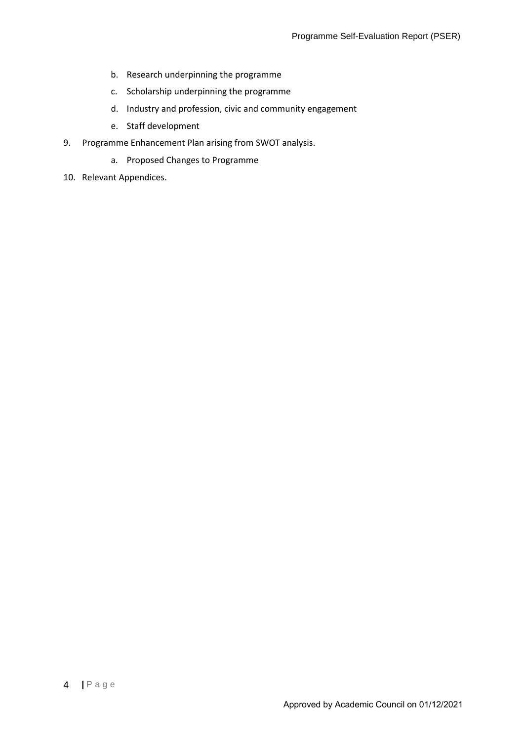b. Research underpinning the programme

c. Scholarship underpinning the programme

d. Industry and profession, civic and community engagement

e. Staff development

9. Programme Enhancement Plan arising from SWOT analysis.

    a. Proposed Changes to Programme

10. Relevant Appendices.